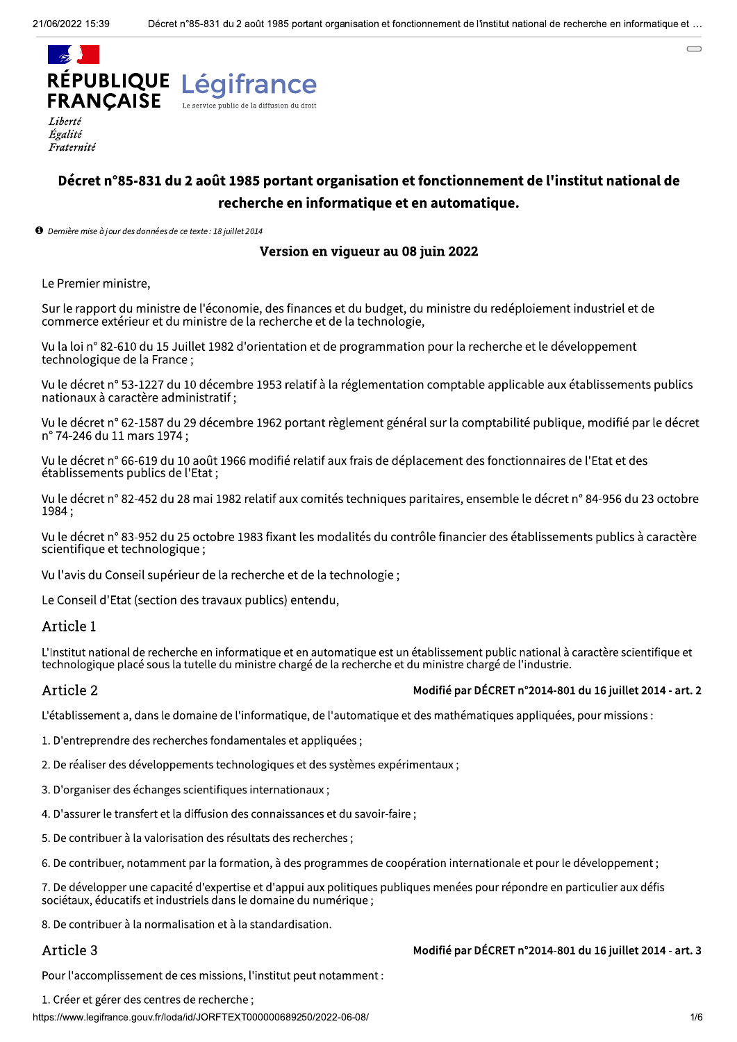RÉPUBLIQUE FRANÇAISE

Liberté
Égalité
Fraternité

Légifrance
Le service public de la diffusion du droit

# Décret n°85-831 du 2 août 1985 portant organisation et fonctionnement de l'institut national de recherche en informatique et en automatique.

*Dernière mise à jour des données de ce texte : 18 juillet 2014*

**Version en vigueur au 08 juin 2022**

Le Premier ministre,

Sur le rapport du ministre de l'économie, des finances et du budget, du ministre du redéploiement industriel et de commerce extérieur et du ministre de la recherche et de la technologie,

Vu la loi n° 82-610 du 15 Juillet 1982 d'orientation et de programmation pour la recherche et le développement technologique de la France ;

Vu le décret n° 53-1227 du 10 décembre 1953 relatif à la réglementation comptable applicable aux établissements publics nationaux à caractère administratif ;

Vu le décret n° 62-1587 du 29 décembre 1962 portant règlement général sur la comptabilité publique, modifié par le décret n° 74-246 du 11 mars 1974 ;

Vu le décret n° 66-619 du 10 août 1966 modifié relatif aux frais de déplacement des fonctionnaires de l'Etat et des établissements publics de l'Etat ;

Vu le décret n° 82-452 du 28 mai 1982 relatif aux comités techniques paritaires, ensemble le décret n° 84-956 du 23 octobre 1984 ;

Vu le décret n° 83-952 du 25 octobre 1983 fixant les modalités du contrôle financier des établissements publics à caractère scientifique et technologique ;

Vu l'avis du Conseil supérieur de la recherche et de la technologie ;

Le Conseil d'Etat (section des travaux publics) entendu,

## Article 1

L'Institut national de recherche en informatique et en automatique est un établissement public national à caractère scientifique et technologique placé sous la tutelle du ministre chargé de la recherche et du ministre chargé de l'industrie.

## Article 2

**Modifié par DÉCRET n°2014-801 du 16 juillet 2014 - art. 2**

L'établissement a, dans le domaine de l'informatique, de l'automatique et des mathématiques appliquées, pour missions :

1. D'entreprendre des recherches fondamentales et appliquées ;

2. De réaliser des développements technologiques et des systèmes expérimentaux ;

3. D'organiser des échanges scientifiques internationaux ;

4. D'assurer le transfert et la diffusion des connaissances et du savoir-faire ;

5. De contribuer à la valorisation des résultats des recherches ;

6. De contribuer, notamment par la formation, à des programmes de coopération internationale et pour le développement ;

7. De développer une capacité d'expertise et d'appui aux politiques publiques menées pour répondre en particulier aux défis sociétaux, éducatifs et industriels dans le domaine du numérique ;

8. De contribuer à la normalisation et à la standardisation.

## Article 3

**Modifié par DÉCRET n°2014-801 du 16 juillet 2014 - art. 3**

Pour l'accomplissement de ces missions, l'institut peut notamment :

1. Créer et gérer des centres de recherche ;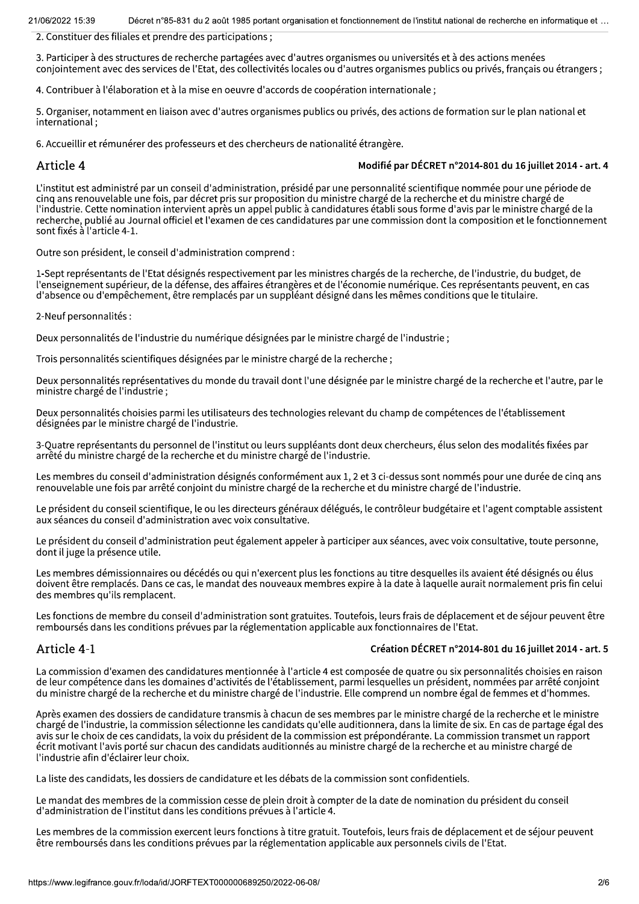2. Constituer des filiales et prendre des participations ;

3. Participer à des structures de recherche partagées avec d'autres organismes ou universités et à des actions menées conjointement avec des services de l'Etat, des collectivités locales ou d'autres organismes publics ou privés, français ou étrangers ;

4. Contribuer à l'élaboration et à la mise en oeuvre d'accords de coopération internationale ;

5. Organiser, notamment en liaison avec d'autres organismes publics ou privés, des actions de formation sur le plan national et international ;

6. Accueillir et rémunérer des professeurs et des chercheurs de nationalité étrangère.

## Article 4

**Modifié par DÉCRET n°2014-801 du 16 juillet 2014 - art. 4**

L'institut est administré par un conseil d'administration, présidé par une personnalité scientifique nommée pour une période de cinq ans renouvelable une fois, par décret pris sur proposition du ministre chargé de la recherche et du ministre chargé de l'industrie. Cette nomination intervient après un appel public à candidatures établi sous forme d'avis par le ministre chargé de la recherche, publié au Journal officiel et l'examen de ces candidatures par une commission dont la composition et le fonctionnement sont fixés à l'article 4-1.

Outre son président, le conseil d'administration comprend :

1-Sept représentants de l'Etat désignés respectivement par les ministres chargés de la recherche, de l'industrie, du budget, de l'enseignement supérieur, de la défense, des affaires étrangères et de l'économie numérique. Ces représentants peuvent, en cas d'absence ou d'empêchement, être remplacés par un suppléant désigné dans les mêmes conditions que le titulaire.

2-Neuf personnalités :

Deux personnalités de l'industrie du numérique désignées par le ministre chargé de l'industrie ;

Trois personnalités scientifiques désignées par le ministre chargé de la recherche ;

Deux personnalités représentatives du monde du travail dont l'une désignée par le ministre chargé de la recherche et l'autre, par le ministre chargé de l'industrie ;

Deux personnalités choisies parmi les utilisateurs des technologies relevant du champ de compétences de l'établissement désignées par le ministre chargé de l'industrie.

3-Quatre représentants du personnel de l'institut ou leurs suppléants dont deux chercheurs, élus selon des modalités fixées par arrêté du ministre chargé de la recherche et du ministre chargé de l'industrie.

Les membres du conseil d'administration désignés conformément aux 1, 2 et 3 ci-dessus sont nommés pour une durée de cinq ans renouvelable une fois par arrêté conjoint du ministre chargé de la recherche et du ministre chargé de l'industrie.

Le président du conseil scientifique, le ou les directeurs généraux délégués, le contrôleur budgétaire et l'agent comptable assistent aux séances du conseil d'administration avec voix consultative.

Le président du conseil d'administration peut également appeler à participer aux séances, avec voix consultative, toute personne, dont il juge la présence utile.

Les membres démissionnaires ou décédés ou qui n'exercent plus les fonctions au titre desquelles ils avaient été désignés ou élus doivent être remplacés. Dans ce cas, le mandat des nouveaux membres expire à la date à laquelle aurait normalement pris fin celui des membres qu'ils remplacent.

Les fonctions de membre du conseil d'administration sont gratuites. Toutefois, leurs frais de déplacement et de séjour peuvent être remboursés dans les conditions prévues par la réglementation applicable aux fonctionnaires de l'Etat.

## Article 4-1

**Création DÉCRET n°2014-801 du 16 juillet 2014 - art. 5**

La commission d'examen des candidatures mentionnée à l'article 4 est composée de quatre ou six personnalités choisies en raison de leur compétence dans les domaines d'activités de l'établissement, parmi lesquelles un président, nommées par arrêté conjoint du ministre chargé de la recherche et du ministre chargé de l'industrie. Elle comprend un nombre égal de femmes et d'hommes.

Après examen des dossiers de candidature transmis à chacun de ses membres par le ministre chargé de la recherche et le ministre chargé de l'industrie, la commission sélectionne les candidats qu'elle auditionnera, dans la limite de six. En cas de partage égal des avis sur le choix de ces candidats, la voix du président de la commission est prépondérante. La commission transmet un rapport écrit motivant l'avis porté sur chacun des candidats auditionnés au ministre chargé de la recherche et au ministre chargé de l'industrie afin d'éclairer leur choix.

La liste des candidats, les dossiers de candidature et les débats de la commission sont confidentiels.

Le mandat des membres de la commission cesse de plein droit à compter de la date de nomination du président du conseil d'administration de l'institut dans les conditions prévues à l'article 4.

Les membres de la commission exercent leurs fonctions à titre gratuit. Toutefois, leurs frais de déplacement et de séjour peuvent être remboursés dans les conditions prévues par la réglementation applicable aux personnels civils de l'Etat.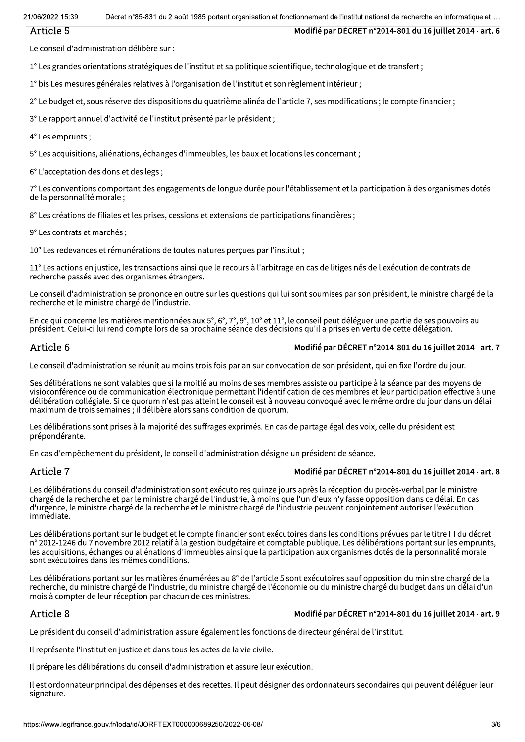## Article 5

**Modifié par DÉCRET n°2014-801 du 16 juillet 2014 - art. 6**

Le conseil d'administration délibère sur :

1° Les grandes orientations stratégiques de l'institut et sa politique scientifique, technologique et de transfert ;

1° bis Les mesures générales relatives à l'organisation de l'institut et son règlement intérieur ;

2° Le budget et, sous réserve des dispositions du quatrième alinéa de l'article 7, ses modifications ; le compte financier ;

3° Le rapport annuel d'activité de l'institut présenté par le président ;

4° Les emprunts ;

5° Les acquisitions, aliénations, échanges d'immeubles, les baux et locations les concernant ;

6° L'acceptation des dons et des legs ;

7° Les conventions comportant des engagements de longue durée pour l'établissement et la participation à des organismes dotés de la personnalité morale ;

8° Les créations de filiales et les prises, cessions et extensions de participations financières ;

9° Les contrats et marchés ;

10° Les redevances et rémunérations de toutes natures perçues par l'institut ;

11° Les actions en justice, les transactions ainsi que le recours à l'arbitrage en cas de litiges nés de l'exécution de contrats de recherche passés avec des organismes étrangers.

Le conseil d'administration se prononce en outre sur les questions qui lui sont soumises par son président, le ministre chargé de la recherche et le ministre chargé de l'industrie.

En ce qui concerne les matières mentionnées aux 5°, 6°, 7°, 9°, 10° et 11°, le conseil peut déléguer une partie de ses pouvoirs au président. Celui-ci lui rend compte lors de sa prochaine séance des décisions qu'il a prises en vertu de cette délégation.

## Article 6

**Modifié par DÉCRET n°2014-801 du 16 juillet 2014 - art. 7**

Le conseil d'administration se réunit au moins trois fois par an sur convocation de son président, qui en fixe l'ordre du jour.

Ses délibérations ne sont valables que si la moitié au moins de ses membres assiste ou participe à la séance par des moyens de visioconférence ou de communication électronique permettant l'identification de ces membres et leur participation effective à une délibération collégiale. Si ce quorum n'est pas atteint le conseil est à nouveau convoqué avec le même ordre du jour dans un délai maximum de trois semaines ; il délibère alors sans condition de quorum.

Les délibérations sont prises à la majorité des suffrages exprimés. En cas de partage égal des voix, celle du président est prépondérante.

En cas d'empêchement du président, le conseil d'administration désigne un président de séance.

## Article 7

**Modifié par DÉCRET n°2014-801 du 16 juillet 2014 - art. 8**

Les délibérations du conseil d'administration sont exécutoires quinze jours après la réception du procès-verbal par le ministre chargé de la recherche et par le ministre chargé de l'industrie, à moins que l'un d'eux n'y fasse opposition dans ce délai. En cas d'urgence, le ministre chargé de la recherche et le ministre chargé de l'industrie peuvent conjointement autoriser l'exécution immédiate.

Les délibérations portant sur le budget et le compte financier sont exécutoires dans les conditions prévues par le titre III du décret n° 2012-1246 du 7 novembre 2012 relatif à la gestion budgétaire et comptable publique. Les délibérations portant sur les emprunts, les acquisitions, échanges ou aliénations d'immeubles ainsi que la participation aux organismes dotés de la personnalité morale sont exécutoires dans les mêmes conditions.

Les délibérations portant sur les matières énumérées au 8° de l'article 5 sont exécutoires sauf opposition du ministre chargé de la recherche, du ministre chargé de l'industrie, du ministre chargé de l'économie ou du ministre chargé du budget dans un délai d'un mois à compter de leur réception par chacun de ces ministres.

## Article 8

**Modifié par DÉCRET n°2014-801 du 16 juillet 2014 - art. 9**

Le président du conseil d'administration assure également les fonctions de directeur général de l'institut.

Il représente l'institut en justice et dans tous les actes de la vie civile.

Il prépare les délibérations du conseil d'administration et assure leur exécution.

Il est ordonnateur principal des dépenses et des recettes. Il peut désigner des ordonnateurs secondaires qui peuvent déléguer leur signature.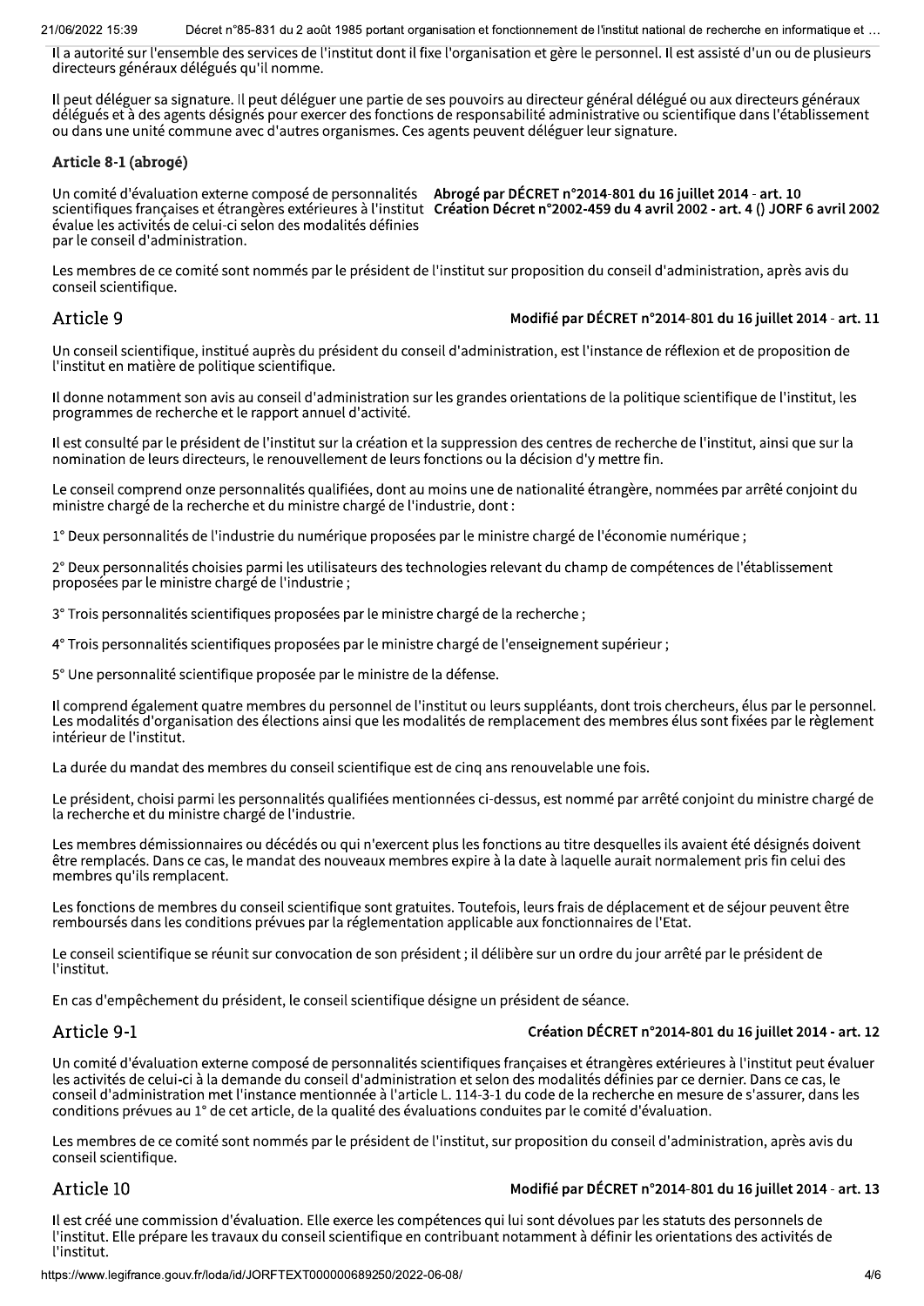Il a autorité sur l'ensemble des services de l'institut dont il fixe l'organisation et gère le personnel. Il est assisté d'un ou de plusieurs directeurs généraux délégués qu'il nomme.

Il peut déléguer sa signature. Il peut déléguer une partie de ses pouvoirs au directeur général délégué ou aux directeurs généraux délégués et à des agents désignés pour exercer des fonctions de responsabilité administrative ou scientifique dans l'établissement ou dans une unité commune avec d'autres organismes. Ces agents peuvent déléguer leur signature.

### Article 8-1 (abrogé)

**Abrogé par DÉCRET n°2014-801 du 16 juillet 2014 - art. 10**
**Création Décret n°2002-459 du 4 avril 2002 - art. 4 () JORF 6 avril 2002**

Un comité d'évaluation externe composé de personnalités scientifiques françaises et étrangères extérieures à l'institut évalue les activités de celui-ci selon des modalités définies par le conseil d'administration.

Les membres de ce comité sont nommés par le président de l'institut sur proposition du conseil d'administration, après avis du conseil scientifique.

### Article 9

**Modifié par DÉCRET n°2014-801 du 16 juillet 2014 - art. 11**

Un conseil scientifique, institué auprès du président du conseil d'administration, est l'instance de réflexion et de proposition de l'institut en matière de politique scientifique.

Il donne notamment son avis au conseil d'administration sur les grandes orientations de la politique scientifique de l'institut, les programmes de recherche et le rapport annuel d'activité.

Il est consulté par le président de l'institut sur la création et la suppression des centres de recherche de l'institut, ainsi que sur la nomination de leurs directeurs, le renouvellement de leurs fonctions ou la décision d'y mettre fin.

Le conseil comprend onze personnalités qualifiées, dont au moins une de nationalité étrangère, nommées par arrêté conjoint du ministre chargé de la recherche et du ministre chargé de l'industrie, dont :

1° Deux personnalités de l'industrie du numérique proposées par le ministre chargé de l'économie numérique ;

2° Deux personnalités choisies parmi les utilisateurs des technologies relevant du champ de compétences de l'établissement proposées par le ministre chargé de l'industrie ;

3° Trois personnalités scientifiques proposées par le ministre chargé de la recherche ;

4° Trois personnalités scientifiques proposées par le ministre chargé de l'enseignement supérieur ;

5° Une personnalité scientifique proposée par le ministre de la défense.

Il comprend également quatre membres du personnel de l'institut ou leurs suppléants, dont trois chercheurs, élus par le personnel. Les modalités d'organisation des élections ainsi que les modalités de remplacement des membres élus sont fixées par le règlement intérieur de l'institut.

La durée du mandat des membres du conseil scientifique est de cinq ans renouvelable une fois.

Le président, choisi parmi les personnalités qualifiées mentionnées ci-dessus, est nommé par arrêté conjoint du ministre chargé de la recherche et du ministre chargé de l'industrie.

Les membres démissionnaires ou décédés ou qui n'exercent plus les fonctions au titre desquelles ils avaient été désignés doivent être remplacés. Dans ce cas, le mandat des nouveaux membres expire à la date à laquelle aurait normalement pris fin celui des membres qu'ils remplacent.

Les fonctions de membres du conseil scientifique sont gratuites. Toutefois, leurs frais de déplacement et de séjour peuvent être remboursés dans les conditions prévues par la réglementation applicable aux fonctionnaires de l'Etat.

Le conseil scientifique se réunit sur convocation de son président ; il délibère sur un ordre du jour arrêté par le président de l'institut.

En cas d'empêchement du président, le conseil scientifique désigne un président de séance.

### Article 9-1

**Création DÉCRET n°2014-801 du 16 juillet 2014 - art. 12**

Un comité d'évaluation externe composé de personnalités scientifiques françaises et étrangères extérieures à l'institut peut évaluer les activités de celui-ci à la demande du conseil d'administration et selon des modalités définies par ce dernier. Dans ce cas, le conseil d'administration met l'instance mentionnée à l'article L. 114-3-1 du code de la recherche en mesure de s'assurer, dans les conditions prévues au 1° de cet article, de la qualité des évaluations conduites par le comité d'évaluation.

Les membres de ce comité sont nommés par le président de l'institut, sur proposition du conseil d'administration, après avis du conseil scientifique.

### Article 10

**Modifié par DÉCRET n°2014-801 du 16 juillet 2014 - art. 13**

Il est créé une commission d'évaluation. Elle exerce les compétences qui lui sont dévolues par les statuts des personnels de l'institut. Elle prépare les travaux du conseil scientifique en contribuant notamment à définir les orientations des activités de l'institut.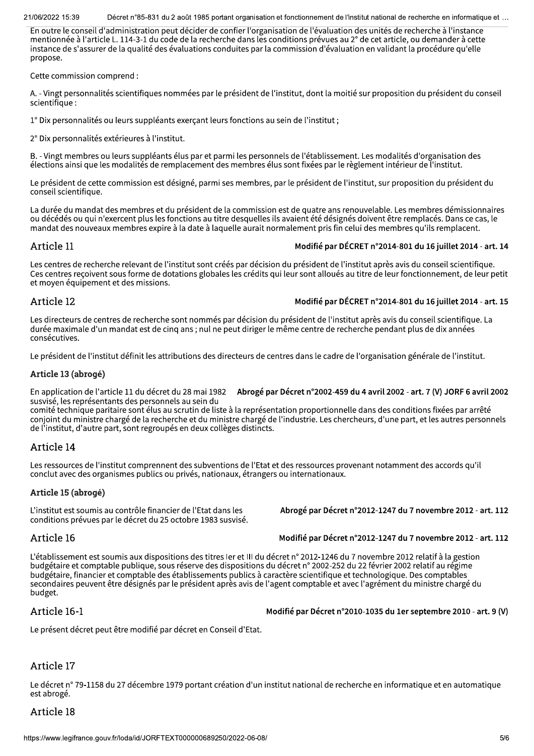En outre le conseil d'administration peut décider de confier l'organisation de l'évaluation des unités de recherche à l'instance mentionnée à l'article L. 114-3-1 du code de la recherche dans les conditions prévues au 2° de cet article, ou demander à cette instance de s'assurer de la qualité des évaluations conduites par la commission d'évaluation en validant la procédure qu'elle propose.

Cette commission comprend :

A. - Vingt personnalités scientifiques nommées par le président de l'institut, dont la moitié sur proposition du président du conseil scientifique :

1° Dix personnalités ou leurs suppléants exerçant leurs fonctions au sein de l'institut ;

2° Dix personnalités extérieures à l'institut.

B. - Vingt membres ou leurs suppléants élus par et parmi les personnels de l'établissement. Les modalités d'organisation des élections ainsi que les modalités de remplacement des membres élus sont fixées par le règlement intérieur de l'institut.

Le président de cette commission est désigné, parmi ses membres, par le président de l'institut, sur proposition du président du conseil scientifique.

La durée du mandat des membres et du président de la commission est de quatre ans renouvelable. Les membres démissionnaires ou décédés ou qui n'exercent plus les fonctions au titre desquelles ils avaient été désignés doivent être remplacés. Dans ce cas, le mandat des nouveaux membres expire à la date à laquelle aurait normalement pris fin celui des membres qu'ils remplacent.

## Article 11

**Modifié par DÉCRET n°2014-801 du 16 juillet 2014 - art. 14**

Les centres de recherche relevant de l'institut sont créés par décision du président de l'institut après avis du conseil scientifique. Ces centres reçoivent sous forme de dotations globales les crédits qui leur sont alloués au titre de leur fonctionnement, de leur petit et moyen équipement et des missions.

## Article 12

**Modifié par DÉCRET n°2014-801 du 16 juillet 2014 - art. 15**

Les directeurs de centres de recherche sont nommés par décision du président de l'institut après avis du conseil scientifique. La durée maximale d'un mandat est de cinq ans ; nul ne peut diriger le même centre de recherche pendant plus de dix années consécutives.

Le président de l'institut définit les attributions des directeurs de centres dans le cadre de l'organisation générale de l'institut.

### Article 13 (abrogé)

**Abrogé par Décret n°2002-459 du 4 avril 2002 - art. 7 (V) JORF 6 avril 2002**

En application de l'article 11 du décret du 28 mai 1982 susvisé, les représentants des personnels au sein du comité technique paritaire sont élus au scrutin de liste à la représentation proportionnelle dans des conditions fixées par arrêté conjoint du ministre chargé de la recherche et du ministre chargé de l'industrie. Les chercheurs, d'une part, et les autres personnels de l'institut, d'autre part, sont regroupés en deux collèges distincts.

## Article 14

Les ressources de l'institut comprennent des subventions de l'Etat et des ressources provenant notamment des accords qu'il conclut avec des organismes publics ou privés, nationaux, étrangers ou internationaux.

### Article 15 (abrogé)

**Abrogé par Décret n°2012-1247 du 7 novembre 2012 - art. 112**

L'institut est soumis au contrôle financier de l'Etat dans les conditions prévues par le décret du 25 octobre 1983 susvisé.

## Article 16

**Modifié par Décret n°2012-1247 du 7 novembre 2012 - art. 112**

L'établissement est soumis aux dispositions des titres Ier et III du décret n° 2012-1246 du 7 novembre 2012 relatif à la gestion budgétaire et comptable publique, sous réserve des dispositions du décret n° 2002-252 du 22 février 2002 relatif au régime budgétaire, financier et comptable des établissements publics à caractère scientifique et technologique. Des comptables secondaires peuvent être désignés par le président après avis de l'agent comptable et avec l'agrément du ministre chargé du budget.

## Article 16-1

**Modifié par Décret n°2010-1035 du 1er septembre 2010 - art. 9 (V)**

Le présent décret peut être modifié par décret en Conseil d'Etat.

## Article 17

Le décret n° 79-1158 du 27 décembre 1979 portant création d'un institut national de recherche en informatique et en automatique est abrogé.

## Article 18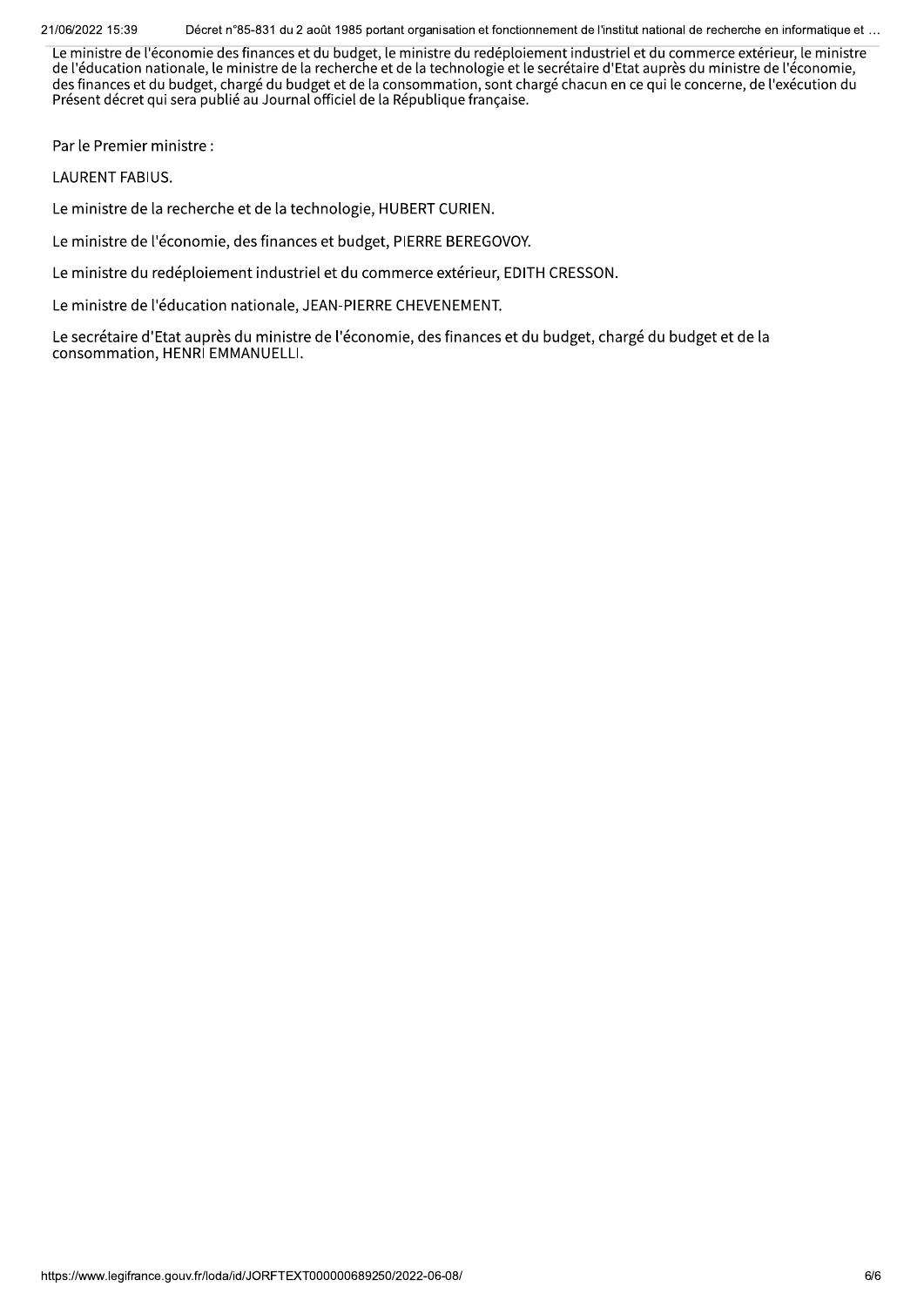Le ministre de l'économie des finances et du budget, le ministre du redéploiement industriel et du commerce extérieur, le ministre de l'éducation nationale, le ministre de la recherche et de la technologie et le secrétaire d'Etat auprès du ministre de l'économie, des finances et du budget, chargé du budget et de la consommation, sont chargé chacun en ce qui le concerne, de l'exécution du Présent décret qui sera publié au Journal officiel de la République française.

Par le Premier ministre :

LAURENT FABIUS.

Le ministre de la recherche et de la technologie, HUBERT CURIEN.

Le ministre de l'économie, des finances et budget, PIERRE BEREGOVOY.

Le ministre du redéploiement industriel et du commerce extérieur, EDITH CRESSON.

Le ministre de l'éducation nationale, JEAN-PIERRE CHEVENEMENT.

Le secrétaire d'Etat auprès du ministre de l'économie, des finances et du budget, chargé du budget et de la consommation, HENRI EMMANUELLI.